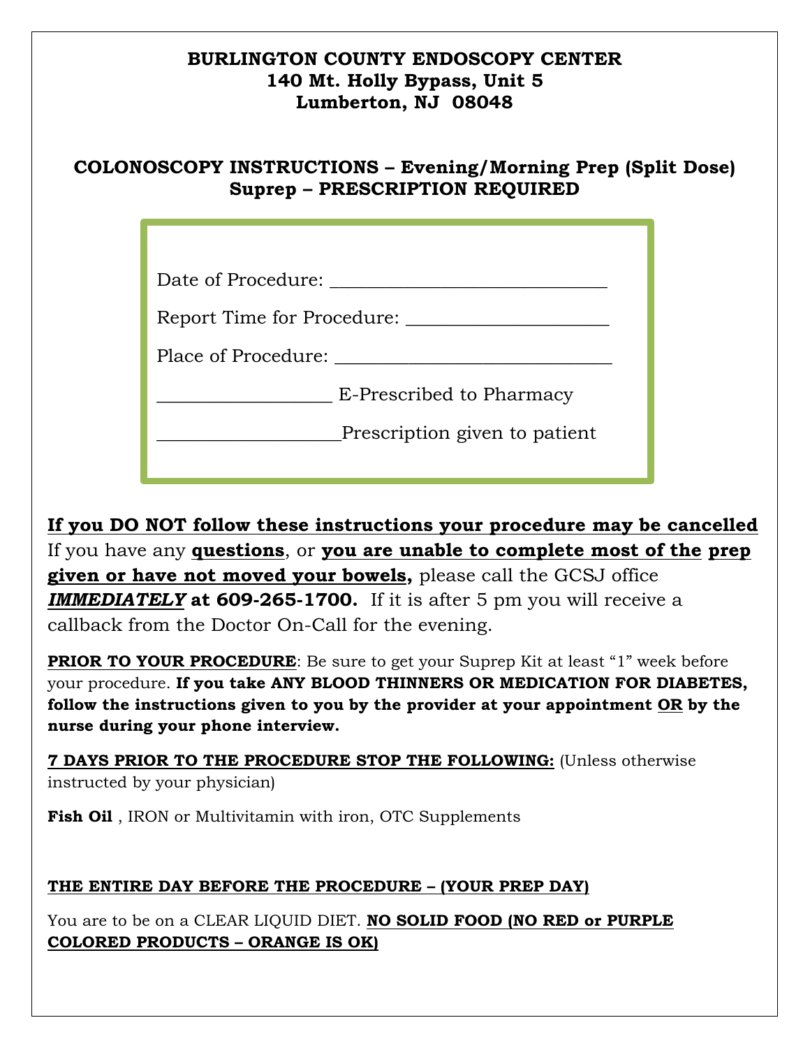**BURLINGTON COUNTY ENDOSCOPY CENTER**
**140 Mt. Holly Bypass, Unit 5**
**Lumberton, NJ 08048**

## COLONOSCOPY INSTRUCTIONS – Evening/Morning Prep (Split Dose) Suprep – PRESCRIPTION REQUIRED

Date of Procedure: ______________________________

Report Time for Procedure: ______________________

Place of Procedure: ______________________________

___________________ E-Prescribed to Pharmacy

____________________Prescription given to patient

**If you DO NOT follow these instructions your procedure may be cancelled**
If you have any **questions**, or **you are unable to complete most of the prep given or have not moved your bowels,** please call the GCSJ office ***IMMEDIATELY*** **at 609-265-1700.** If it is after 5 pm you will receive a callback from the Doctor On-Call for the evening.

**PRIOR TO YOUR PROCEDURE**: Be sure to get your Suprep Kit at least "1" week before your procedure. **If you take ANY BLOOD THINNERS OR MEDICATION FOR DIABETES, follow the instructions given to you by the provider at your appointment OR by the nurse during your phone interview.**

**7 DAYS PRIOR TO THE PROCEDURE STOP THE FOLLOWING:** (Unless otherwise instructed by your physician)

**Fish Oil** , IRON or Multivitamin with iron, OTC Supplements

**THE ENTIRE DAY BEFORE THE PROCEDURE – (YOUR PREP DAY)**

You are to be on a CLEAR LIQUID DIET. **NO SOLID FOOD (NO RED or PURPLE COLORED PRODUCTS – ORANGE IS OK)**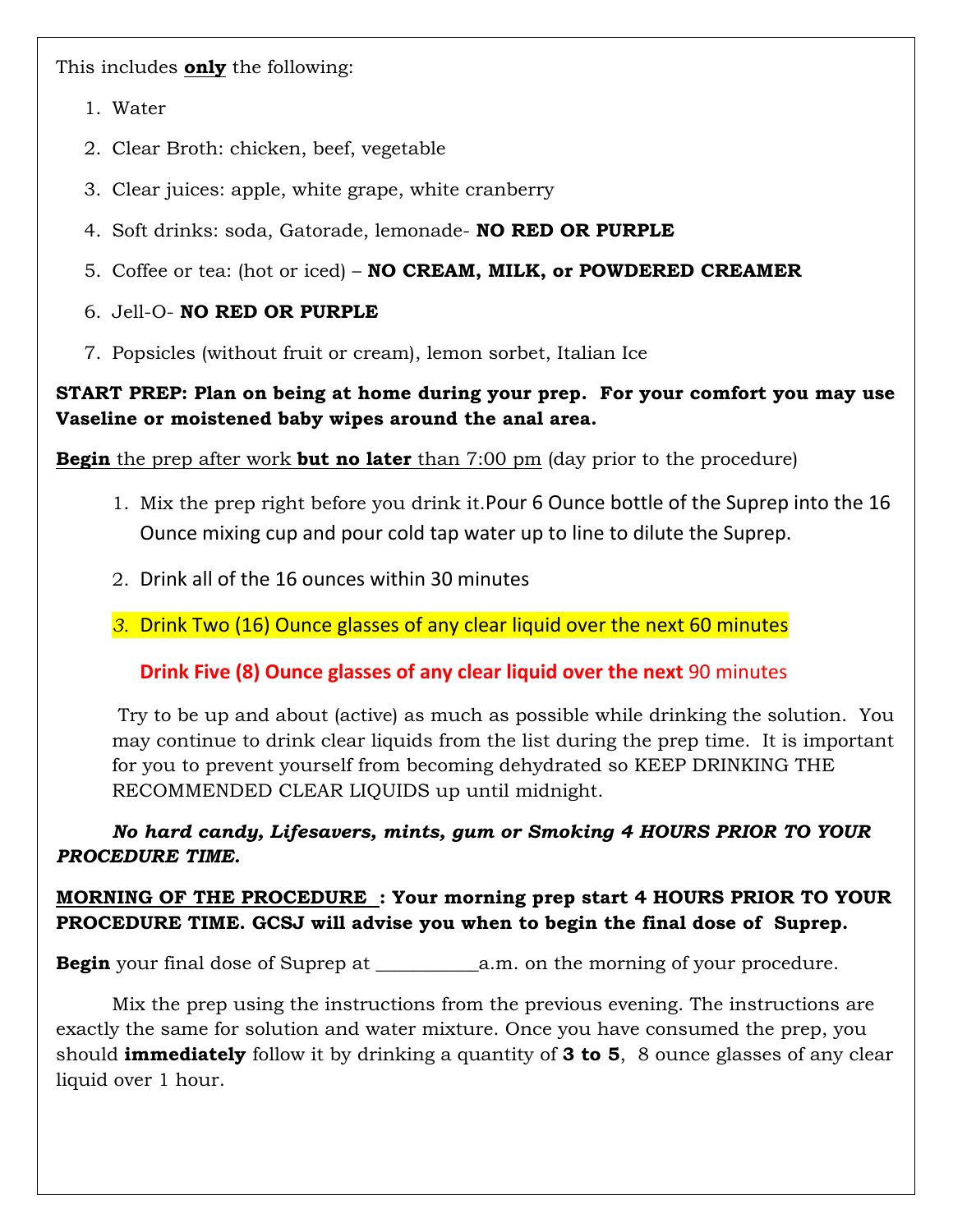This includes **only** the following:

1. Water
2. Clear Broth: chicken, beef, vegetable
3. Clear juices: apple, white grape, white cranberry
4. Soft drinks: soda, Gatorade, lemonade- **NO RED OR PURPLE**
5. Coffee or tea: (hot or iced) – **NO CREAM, MILK, or POWDERED CREAMER**
6. Jell-O- **NO RED OR PURPLE**
7. Popsicles (without fruit or cream), lemon sorbet, Italian Ice

**START PREP: Plan on being at home during your prep. For your comfort you may use Vaseline or moistened baby wipes around the anal area.**

**Begin** the prep after work **but no later** than 7:00 pm (day prior to the procedure)

1. Mix the prep right before you drink it. Pour 6 Ounce bottle of the Suprep into the 16 Ounce mixing cup and pour cold tap water up to line to dilute the Suprep.
2. Drink all of the 16 ounces within 30 minutes
3. *Drink Two (16) Ounce glasses of any clear liquid over the next 60 minutes*

   **Drink Five (8) Ounce glasses of any clear liquid over the next** 90 minutes

   Try to be up and about (active) as much as possible while drinking the solution. You may continue to drink clear liquids from the list during the prep time. It is important for you to prevent yourself from becoming dehydrated so KEEP DRINKING THE RECOMMENDED CLEAR LIQUIDS up until midnight.

***No hard candy, Lifesavers, mints, gum or Smoking 4 HOURS PRIOR TO YOUR PROCEDURE TIME.***

**MORNING OF THE PROCEDURE : Your morning prep start 4 HOURS PRIOR TO YOUR PROCEDURE TIME. GCSJ will advise you when to begin the final dose of Suprep.**

**Begin** your final dose of Suprep at __________a.m. on the morning of your procedure.

Mix the prep using the instructions from the previous evening. The instructions are exactly the same for solution and water mixture. Once you have consumed the prep, you should **immediately** follow it by drinking a quantity of **3 to 5**, 8 ounce glasses of any clear liquid over 1 hour.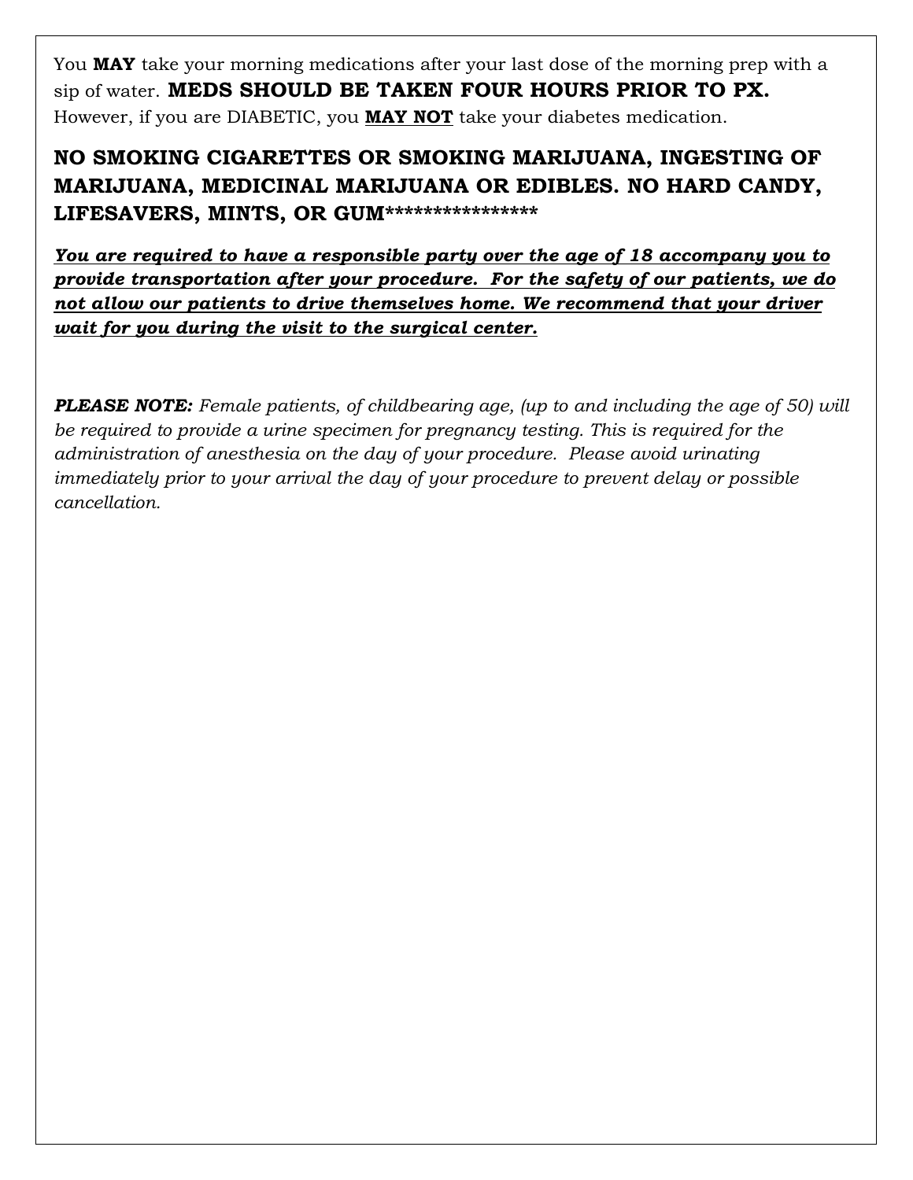You **MAY** take your morning medications after your last dose of the morning prep with a sip of water. **MEDS SHOULD BE TAKEN FOUR HOURS PRIOR TO PX.** However, if you are DIABETIC, you **MAY NOT** take your diabetes medication.

**NO SMOKING CIGARETTES OR SMOKING MARIJUANA, INGESTING OF MARIJUANA, MEDICINAL MARIJUANA OR EDIBLES. NO HARD CANDY, LIFESAVERS, MINTS, OR GUM*****************

***You are required to have a responsible party over the age of 18 accompany you to provide transportation after your procedure. For the safety of our patients, we do not allow our patients to drive themselves home. We recommend that your driver wait for you during the visit to the surgical center.***

***PLEASE NOTE:*** *Female patients, of childbearing age, (up to and including the age of 50) will be required to provide a urine specimen for pregnancy testing. This is required for the administration of anesthesia on the day of your procedure. Please avoid urinating immediately prior to your arrival the day of your procedure to prevent delay or possible cancellation.*